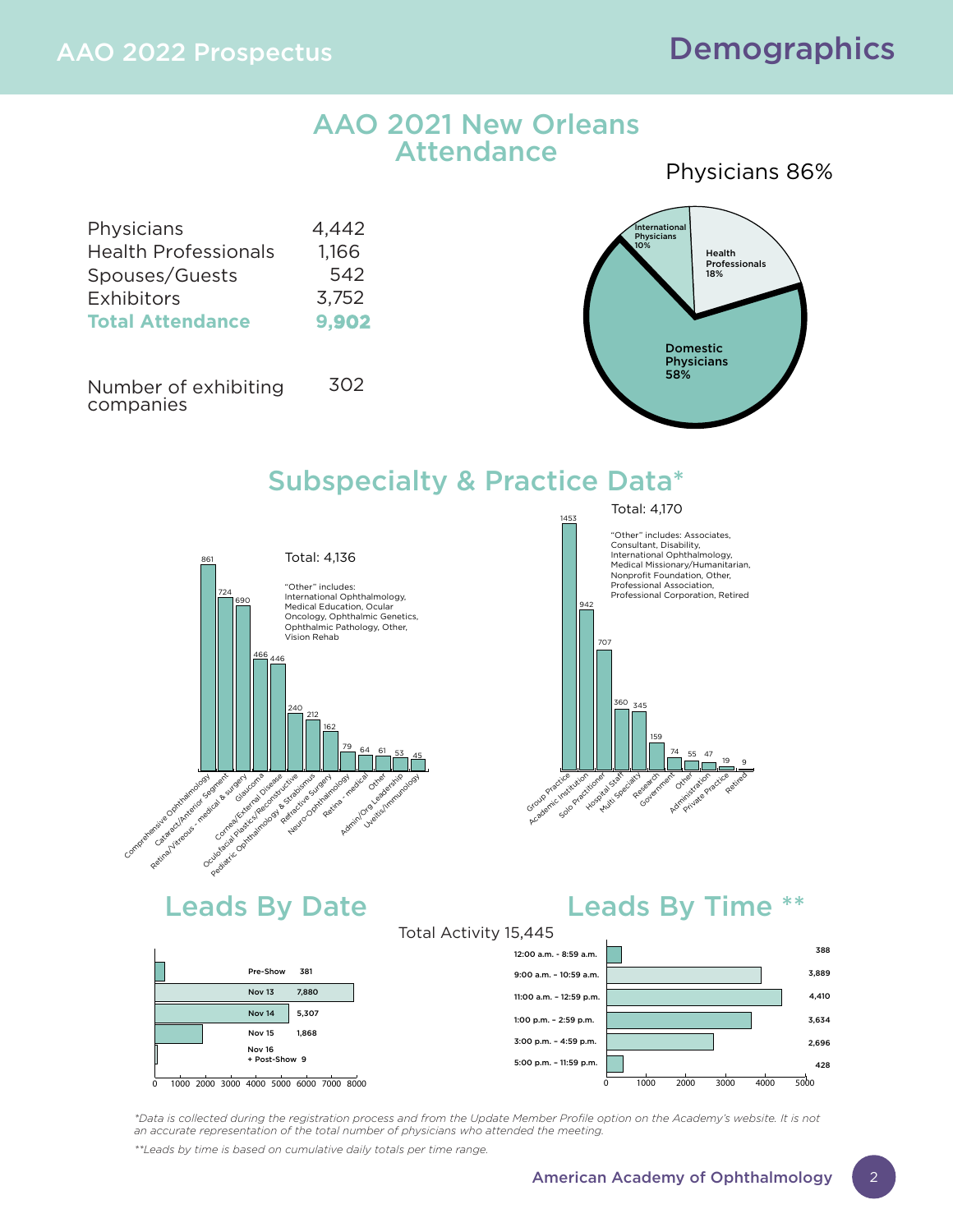# Demographics

## AAO 2021 New Orleans Attendance

| | |
|---|---|
| Physicians | 4,442 |
| Health Professionals | 1,166 |
| Spouses/Guests | 542 |
| Exhibitors | 3,752 |
| **Total Attendance** | **9,902** |

| | |
|---|---|
| Number of exhibiting companies | 302 |

Physicians 86%

| Category | Percentage |
|---|---|
| Domestic Physicians | 58% |
| International Physicians | 10% |
| Health Professionals | 18% |

## Subspecialty & Practice Data*

Total: 4,136

| Subspecialty | Count |
|---|---|
| Comprehensive Ophthalmology | 861 |
| Cataract/Anterior Segment | 724 |
| Retina/Vitreous - medical & surgery | 690 |
| Glaucoma | 466 |
| Cornea/External Disease | 446 |
| Oculofacial Plastics/Reconstructive | 240 |
| Pediatric Ophthalmology & Strabismus | 212 |
| Refractive Surgery | 162 |
| Neuro-Ophthalmology | 79 |
| Retina - medical | 64 |
| Other | 61 |
| Admin/Org Leadership | 53 |
| Uveitis/Immunology | 45 |

"Other" includes: International Ophthalmology, Medical Education, Ocular Oncology, Ophthalmic Genetics, Ophthalmic Pathology, Other, Vision Rehab

Total: 4,170

| Practice | Count |
|---|---|
| Group Practice | 1453 |
| Academic Institution | 942 |
| Solo Practitioner | 707 |
| Hospital Staff | 360 |
| Multi Specialty | 345 |
| Research | 159 |
| Government | 74 |
| Other | 55 |
| Administration | 47 |
| Private Practice | 19 |
| Retired | 9 |

"Other" includes: Associates, Consultant, Disability, International Ophthalmology, Medical Missionary/Humanitarian, Nonprofit Foundation, Other, Professional Association, Professional Corporation, Retired

## Leads By Date

Total Activity 15,445

| Date | Leads |
|---|---|
| Pre-Show | 381 |
| Nov 13 | 7,880 |
| Nov 14 | 5,307 |
| Nov 15 | 1,868 |
| Nov 16 + Post-Show | 9 |

## Leads By Time **

| Time | Leads |
|---|---|
| 12:00 a.m. - 8:59 a.m. | 388 |
| 9:00 a.m. – 10:59 a.m. | 3,889 |
| 11:00 a.m. – 12:59 p.m. | 4,410 |
| 1:00 p.m. – 2:59 p.m. | 3,634 |
| 3:00 p.m. – 4:59 p.m. | 2,696 |
| 5:00 p.m. – 11:59 p.m. | 428 |

*Data is collected during the registration process and from the Update Member Profile option on the Academy's website. It is not an accurate representation of the total number of physicians who attended the meeting.*

***Leads by time is based on cumulative daily totals per time range.*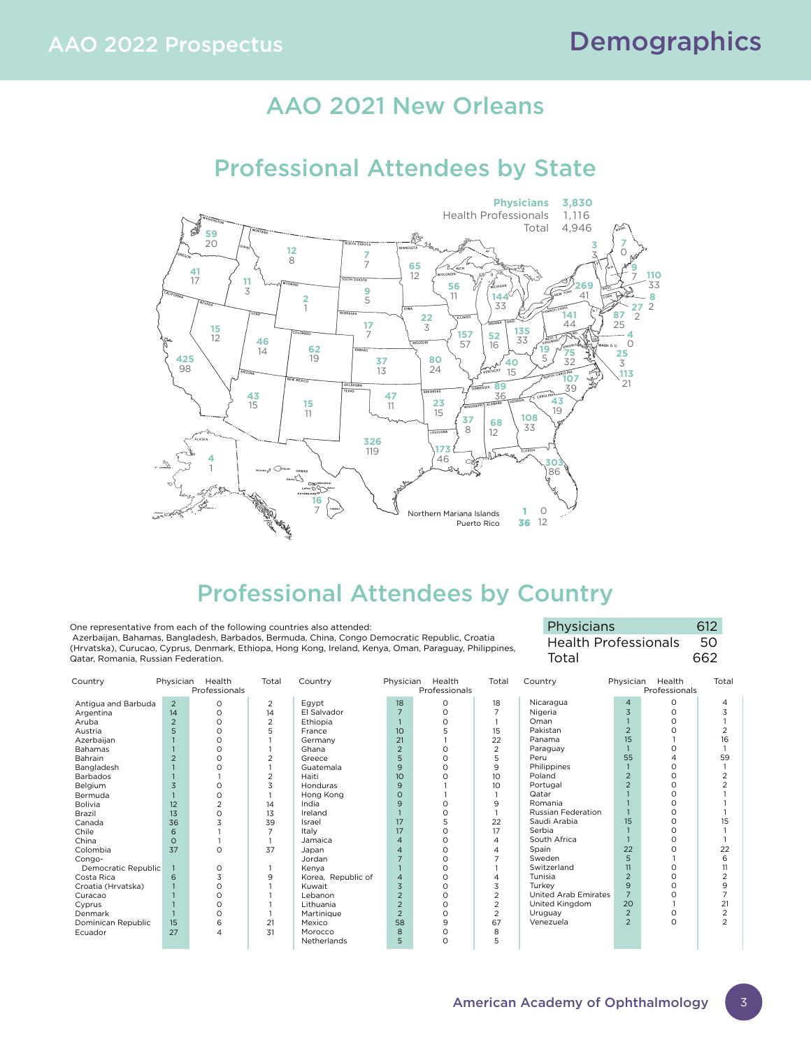## AAO 2021 New Orleans

## Professional Attendees by State

**Physicians 3,830**
Health Professionals 1,116
Total 4,946

59 20
41 17
425 98
15 12
11 3
12 8
2 1
46 14
43 15
62 19
15 11
7 7
9 5
17 7
37 13
47 11
326 119
65 12
22 3
80 24
23 15
173 46
56 11
157 57
144 33
52 16
135 33
40 15
89 36
37 8
68 12
108 33
303 86
43 19
107 39
75 32
19 5
141 44
269 41
3 3
7 0
9 7
110 33
8 2
27 2
87 25
4 0
25 3
113 21
4 1
16 7

Northern Mariana Islands 1 0
Puerto Rico 36 12

## Professional Attendees by Country

One representative from each of the following countries also attended: Azerbaijan, Bahamas, Bangladesh, Barbados, Bermuda, China, Congo Democratic Republic, Croatia (Hrvatska), Curucao, Cyprus, Denmark, Ethiopa, Hong Kong, Ireland, Kenya, Oman, Paraguay, Philippines, Qatar, Romania, Russian Federation.

| | |
|---|---|
| Physicians | 612 |
| Health Professionals | 50 |
| Total | 662 |

| Country | Physician | Health Professionals | Total |
|---|---|---|---|
| Antigua and Barbuda | 2 | 0 | 2 |
| Argentina | 14 | 0 | 14 |
| Aruba | 2 | 0 | 2 |
| Austria | 5 | 0 | 5 |
| Azerbaijan | 1 | 0 | 1 |
| Bahamas | 1 | 0 | 1 |
| Bahrain | 2 | 0 | 2 |
| Bangladesh | 1 | 0 | 1 |
| Barbados | 1 | 1 | 2 |
| Belgium | 3 | 0 | 3 |
| Bermuda | 1 | 0 | 1 |
| Bolivia | 12 | 2 | 14 |
| Brazil | 13 | 0 | 13 |
| Canada | 36 | 3 | 39 |
| Chile | 6 | 1 | 7 |
| China | 0 | 1 | 1 |
| Colombia | 37 | 0 | 37 |
| Congo-Democratic Republic | 1 | 0 | 1 |
| Costa Rica | 6 | 3 | 9 |
| Croatia (Hrvatska) | 1 | 0 | 1 |
| Curacao | 1 | 0 | 1 |
| Cyprus | 1 | 0 | 1 |
| Denmark | 1 | 0 | 1 |
| Dominican Republic | 15 | 6 | 21 |
| Ecuador | 27 | 4 | 31 |
| Egypt | 18 | 0 | 18 |
| El Salvador | 7 | 0 | 7 |
| Ethiopia | 1 | 0 | 1 |
| France | 10 | 5 | 15 |
| Germany | 21 | 1 | 22 |
| Ghana | 2 | 0 | 2 |
| Greece | 5 | 0 | 5 |
| Guatemala | 9 | 0 | 9 |
| Haiti | 10 | 0 | 10 |
| Honduras | 9 | 1 | 10 |
| Hong Kong | 0 | 1 | 1 |
| India | 9 | 0 | 9 |
| Ireland | 1 | 0 | 1 |
| Israel | 17 | 5 | 22 |
| Italy | 17 | 0 | 17 |
| Jamaica | 4 | 0 | 4 |
| Japan | 4 | 0 | 4 |
| Jordan | 7 | 0 | 7 |
| Kenya | 1 | 0 | 1 |
| Korea, Republic of | 4 | 0 | 4 |
| Kuwait | 3 | 0 | 3 |
| Lebanon | 2 | 0 | 2 |
| Lithuania | 2 | 0 | 2 |
| Martinique | 2 | 0 | 2 |
| Mexico | 58 | 9 | 67 |
| Morocco | 8 | 0 | 8 |
| Netherlands | 5 | 0 | 5 |
| Nicaragua | 4 | 0 | 4 |
| Nigeria | 3 | 0 | 3 |
| Oman | 1 | 0 | 1 |
| Pakistan | 2 | 0 | 2 |
| Panama | 15 | 1 | 16 |
| Paraguay | 1 | 0 | 1 |
| Peru | 55 | 4 | 59 |
| Philippines | 1 | 0 | 1 |
| Poland | 2 | 0 | 2 |
| Portugal | 2 | 0 | 2 |
| Qatar | 1 | 0 | 1 |
| Romania | 1 | 0 | 1 |
| Russian Federation | 1 | 0 | 1 |
| Saudi Arabia | 15 | 0 | 15 |
| Serbia | 1 | 0 | 1 |
| South Africa | 1 | 0 | 1 |
| Spain | 22 | 0 | 22 |
| Sweden | 5 | 1 | 6 |
| Switzerland | 11 | 0 | 11 |
| Tunisia | 2 | 0 | 2 |
| Turkey | 9 | 0 | 9 |
| United Arab Emirates | 7 | 0 | 7 |
| United Kingdom | 20 | 1 | 21 |
| Uruguay | 2 | 0 | 2 |
| Venezuela | 2 | 0 | 2 |